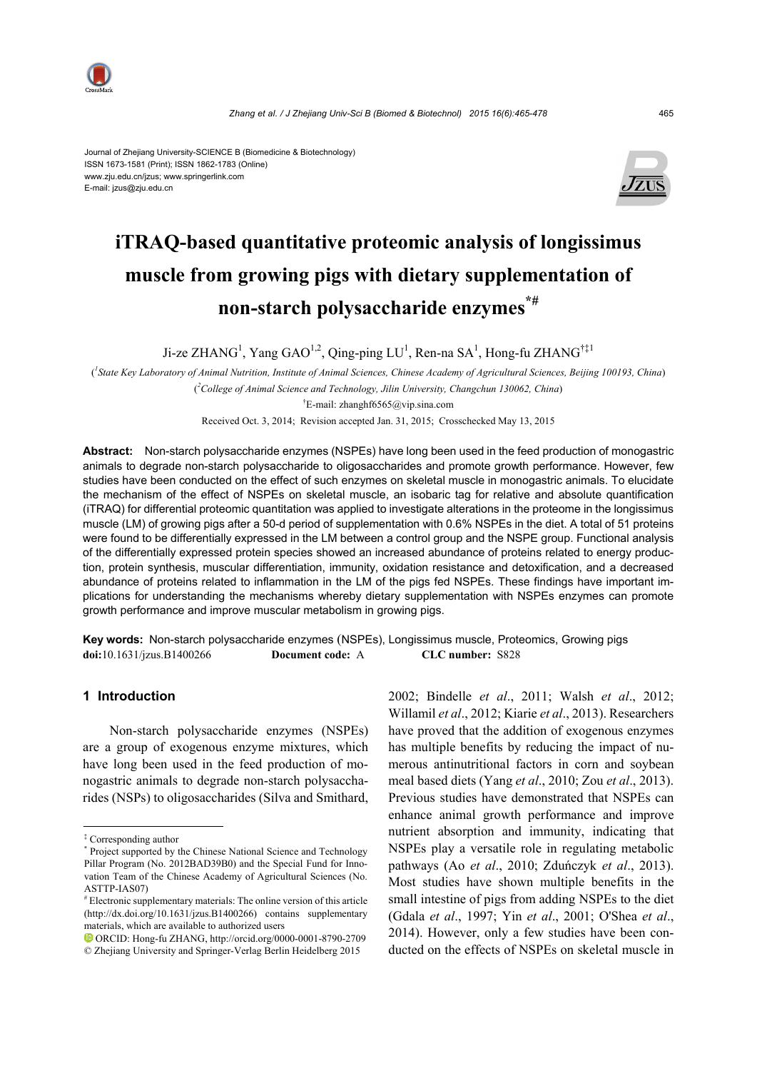Journal of Zhejiang University-SCIENCE B (Biomedicine & Biotechnology)
ISSN 1673-1581 (Print); ISSN 1862-1783 (Online)
www.zju.edu.cn/jzus; www.springerlink.com
E-mail: jzus@zju.edu.cn

# iTRAQ-based quantitative proteomic analysis of longissimus muscle from growing pigs with dietary supplementation of non-starch polysaccharide enzymes*#

Ji-ze ZHANG[1], Yang GAO[1,2], Qing-ping LU[1], Ren-na SA[1], Hong-fu ZHANG†‡1

([1]*State Key Laboratory of Animal Nutrition, Institute of Animal Sciences, Chinese Academy of Agricultural Sciences, Beijing 100193, China*)

([2]*College of Animal Science and Technology, Jilin University, Changchun 130062, China*)

†E-mail: zhanghf6565@vip.sina.com

Received Oct. 3, 2014; Revision accepted Jan. 31, 2015; Crosschecked May 13, 2015

**Abstract:** Non-starch polysaccharide enzymes (NSPEs) have long been used in the feed production of monogastric animals to degrade non-starch polysaccharide to oligosaccharides and promote growth performance. However, few studies have been conducted on the effect of such enzymes on skeletal muscle in monogastric animals. To elucidate the mechanism of the effect of NSPEs on skeletal muscle, an isobaric tag for relative and absolute quantification (iTRAQ) for differential proteomic quantitation was applied to investigate alterations in the proteome in the longissimus muscle (LM) of growing pigs after a 50-d period of supplementation with 0.6% NSPEs in the diet. A total of 51 proteins were found to be differentially expressed in the LM between a control group and the NSPE group. Functional analysis of the differentially expressed protein species showed an increased abundance of proteins related to energy production, protein synthesis, muscular differentiation, immunity, oxidation resistance and detoxification, and a decreased abundance of proteins related to inflammation in the LM of the pigs fed NSPEs. These findings have important implications for understanding the mechanisms whereby dietary supplementation with NSPEs enzymes can promote growth performance and improve muscular metabolism in growing pigs.

**Key words:** Non-starch polysaccharide enzymes (NSPEs), Longissimus muscle, Proteomics, Growing pigs
**doi:**10.1631/jzus.B1400266 **Document code:** A **CLC number:** S828

## 1 Introduction

Non-starch polysaccharide enzymes (NSPEs) are a group of exogenous enzyme mixtures, which have long been used in the feed production of monogastric animals to degrade non-starch polysaccharides (NSPs) to oligosaccharides (Silva and Smithard, 2002; Bindelle *et al*., 2011; Walsh *et al*., 2012; Willamil *et al*., 2012; Kiarie *et al*., 2013). Researchers have proved that the addition of exogenous enzymes has multiple benefits by reducing the impact of numerous antinutritional factors in corn and soybean meal based diets (Yang *et al*., 2010; Zou *et al*., 2013). Previous studies have demonstrated that NSPEs can enhance animal growth performance and improve nutrient absorption and immunity, indicating that NSPEs play a versatile role in regulating metabolic pathways (Ao *et al*., 2010; Zduńczyk *et al*., 2013). Most studies have shown multiple benefits in the small intestine of pigs from adding NSPEs to the diet (Gdala *et al*., 1997; Yin *et al*., 2001; O'Shea *et al*., 2014). However, only a few studies have been conducted on the effects of NSPEs on skeletal muscle in

---

‡ Corresponding author

\* Project supported by the Chinese National Science and Technology Pillar Program (No. 2012BAD39B0) and the Special Fund for Innovation Team of the Chinese Academy of Agricultural Sciences (No. ASTTP-IAS07)

\# Electronic supplementary materials: The online version of this article (http://dx.doi.org/10.1631/jzus.B1400266) contains supplementary materials, which are available to authorized users

ORCID: Hong-fu ZHANG, http://orcid.org/0000-0001-8790-2709
© Zhejiang University and Springer-Verlag Berlin Heidelberg 2015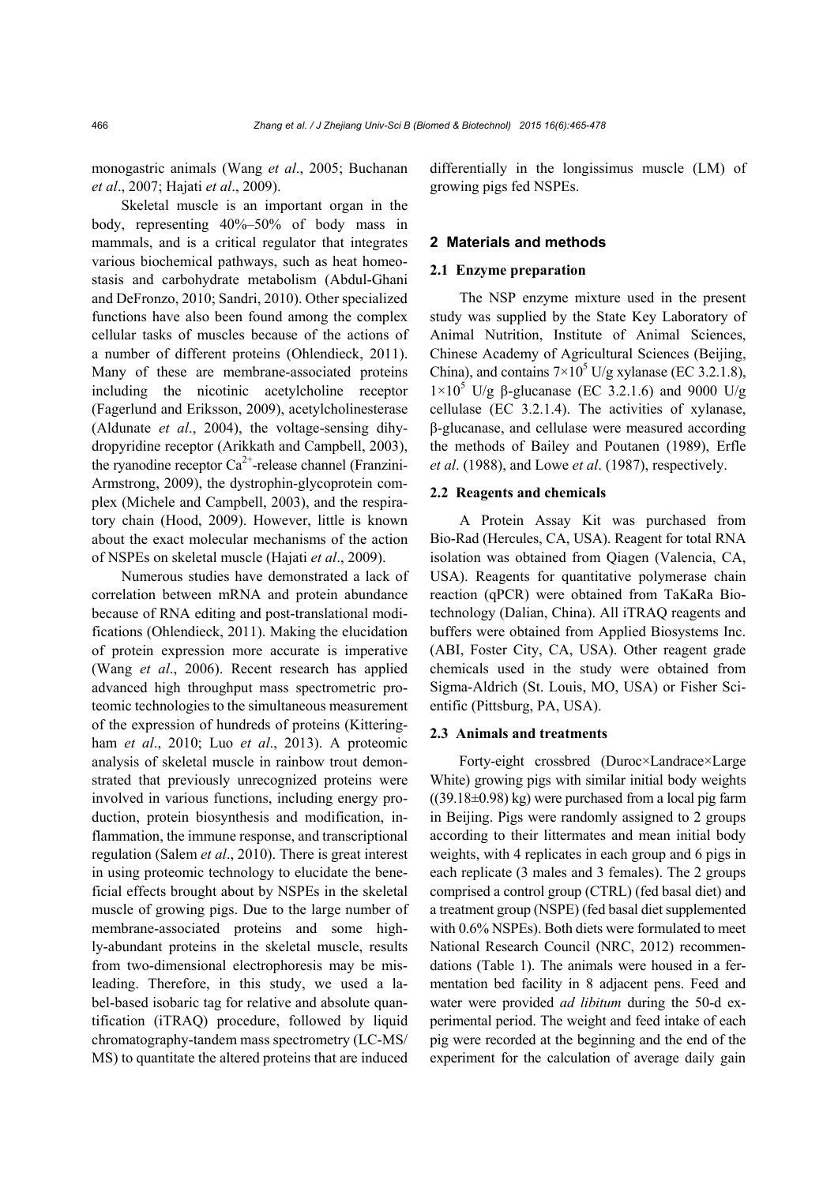monogastric animals (Wang *et al*., 2005; Buchanan *et al*., 2007; Hajati *et al*., 2009).

Skeletal muscle is an important organ in the body, representing 40%–50% of body mass in mammals, and is a critical regulator that integrates various biochemical pathways, such as heat homeostasis and carbohydrate metabolism (Abdul-Ghani and DeFronzo, 2010; Sandri, 2010). Other specialized functions have also been found among the complex cellular tasks of muscles because of the actions of a number of different proteins (Ohlendieck, 2011). Many of these are membrane-associated proteins including the nicotinic acetylcholine receptor (Fagerlund and Eriksson, 2009), acetylcholinesterase (Aldunate *et al*., 2004), the voltage-sensing dihydropyridine receptor (Arikkath and Campbell, 2003), the ryanodine receptor $Ca^{2+}$-release channel (Franzini-Armstrong, 2009), the dystrophin-glycoprotein complex (Michele and Campbell, 2003), and the respiratory chain (Hood, 2009). However, little is known about the exact molecular mechanisms of the action of NSPEs on skeletal muscle (Hajati *et al*., 2009).

Numerous studies have demonstrated a lack of correlation between mRNA and protein abundance because of RNA editing and post-translational modifications (Ohlendieck, 2011). Making the elucidation of protein expression more accurate is imperative (Wang *et al*., 2006). Recent research has applied advanced high throughput mass spectrometric proteomic technologies to the simultaneous measurement of the expression of hundreds of proteins (Kitteringham *et al*., 2010; Luo *et al*., 2013). A proteomic analysis of skeletal muscle in rainbow trout demonstrated that previously unrecognized proteins were involved in various functions, including energy production, protein biosynthesis and modification, inflammation, the immune response, and transcriptional regulation (Salem *et al*., 2010). There is great interest in using proteomic technology to elucidate the beneficial effects brought about by NSPEs in the skeletal muscle of growing pigs. Due to the large number of membrane-associated proteins and some highly-abundant proteins in the skeletal muscle, results from two-dimensional electrophoresis may be misleading. Therefore, in this study, we used a label-based isobaric tag for relative and absolute quantification (iTRAQ) procedure, followed by liquid chromatography-tandem mass spectrometry (LC-MS/MS) to quantitate the altered proteins that are induced differentially in the longissimus muscle (LM) of growing pigs fed NSPEs.

## 2 Materials and methods

### 2.1 Enzyme preparation

The NSP enzyme mixture used in the present study was supplied by the State Key Laboratory of Animal Nutrition, Institute of Animal Sciences, Chinese Academy of Agricultural Sciences (Beijing, China), and contains $7\times10^5$ U/g xylanase (EC 3.2.1.8), $1\times10^5$ U/g β-glucanase (EC 3.2.1.6) and 9000 U/g cellulase (EC 3.2.1.4). The activities of xylanase, β-glucanase, and cellulase were measured according the methods of Bailey and Poutanen (1989), Erfle *et al*. (1988), and Lowe *et al*. (1987), respectively.

### 2.2 Reagents and chemicals

A Protein Assay Kit was purchased from Bio-Rad (Hercules, CA, USA). Reagent for total RNA isolation was obtained from Qiagen (Valencia, CA, USA). Reagents for quantitative polymerase chain reaction (qPCR) were obtained from TaKaRa Biotechnology (Dalian, China). All iTRAQ reagents and buffers were obtained from Applied Biosystems Inc. (ABI, Foster City, CA, USA). Other reagent grade chemicals used in the study were obtained from Sigma-Aldrich (St. Louis, MO, USA) or Fisher Scientific (Pittsburg, PA, USA).

### 2.3 Animals and treatments

Forty-eight crossbred (Duroc×Landrace×Large White) growing pigs with similar initial body weights ((39.18±0.98) kg) were purchased from a local pig farm in Beijing. Pigs were randomly assigned to 2 groups according to their littermates and mean initial body weights, with 4 replicates in each group and 6 pigs in each replicate (3 males and 3 females). The 2 groups comprised a control group (CTRL) (fed basal diet) and a treatment group (NSPE) (fed basal diet supplemented with 0.6% NSPEs). Both diets were formulated to meet National Research Council (NRC, 2012) recommendations (Table 1). The animals were housed in a fermentation bed facility in 8 adjacent pens. Feed and water were provided *ad libitum* during the 50-d experimental period. The weight and feed intake of each pig were recorded at the beginning and the end of the experiment for the calculation of average daily gain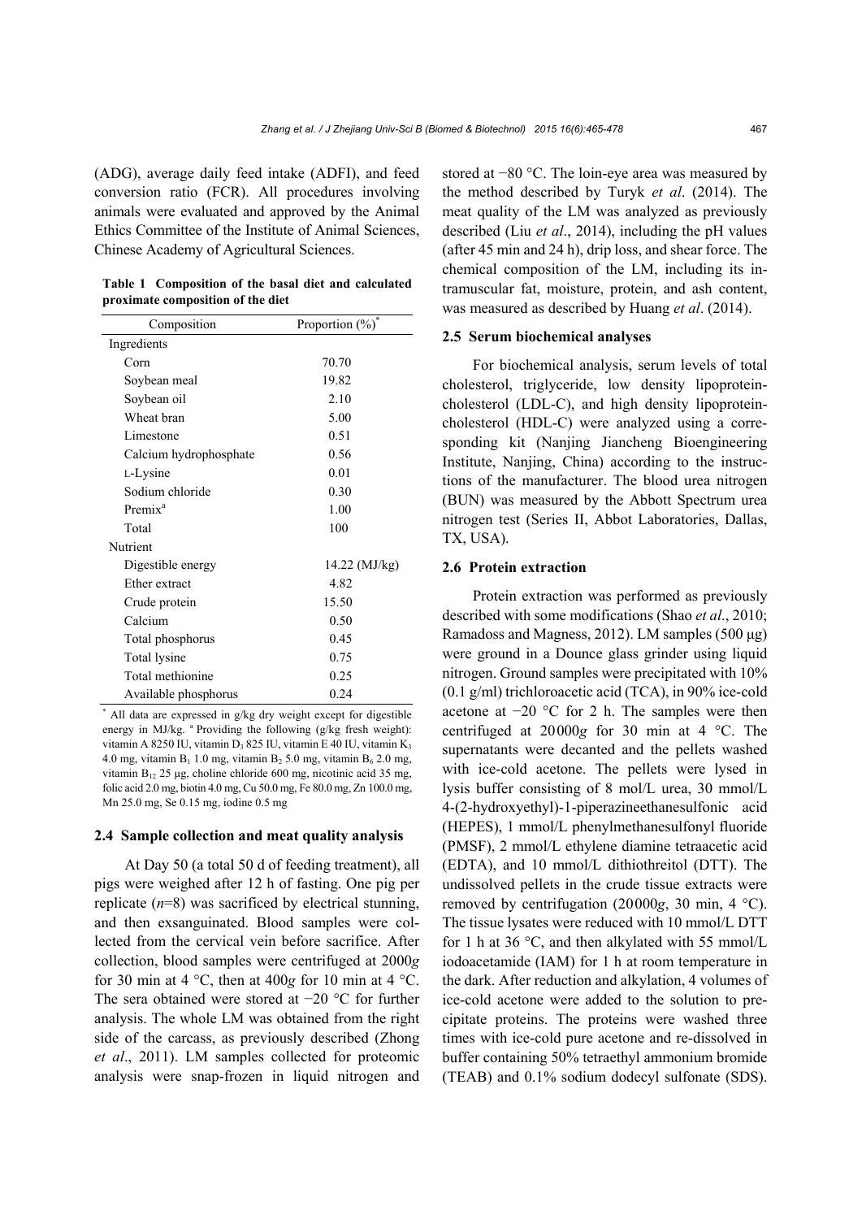(ADG), average daily feed intake (ADFI), and feed conversion ratio (FCR). All procedures involving animals were evaluated and approved by the Animal Ethics Committee of the Institute of Animal Sciences, Chinese Academy of Agricultural Sciences.

**Table 1 Composition of the basal diet and calculated proximate composition of the diet**

| Composition | Proportion (%)[*] |
|---|---|
| Ingredients | |
| Corn | 70.70 |
| Soybean meal | 19.82 |
| Soybean oil | 2.10 |
| Wheat bran | 5.00 |
| Limestone | 0.51 |
| Calcium hydrophosphate | 0.56 |
| L-Lysine | 0.01 |
| Sodium chloride | 0.30 |
| Premix[a] | 1.00 |
| Total | 100 |
| Nutrient | |
| Digestible energy | 14.22 (MJ/kg) |
| Ether extract | 4.82 |
| Crude protein | 15.50 |
| Calcium | 0.50 |
| Total phosphorus | 0.45 |
| Total lysine | 0.75 |
| Total methionine | 0.25 |
| Available phosphorus | 0.24 |

[*] All data are expressed in g/kg dry weight except for digestible energy in MJ/kg. [a] Providing the following (g/kg fresh weight): vitamin A 8250 IU, vitamin $D_3$ 825 IU, vitamin E 40 IU, vitamin $K_3$ 4.0 mg, vitamin $B_1$ 1.0 mg, vitamin $B_2$ 5.0 mg, vitamin $B_6$ 2.0 mg, vitamin $B_{12}$ 25 μg, choline chloride 600 mg, nicotinic acid 35 mg, folic acid 2.0 mg, biotin 4.0 mg, Cu 50.0 mg, Fe 80.0 mg, Zn 100.0 mg, Mn 25.0 mg, Se 0.15 mg, iodine 0.5 mg

### 2.4 Sample collection and meat quality analysis

At Day 50 (a total 50 d of feeding treatment), all pigs were weighed after 12 h of fasting. One pig per replicate (*n*=8) was sacrificed by electrical stunning, and then exsanguinated. Blood samples were collected from the cervical vein before sacrifice. After collection, blood samples were centrifuged at 2000*g* for 30 min at 4 °C, then at 400*g* for 10 min at 4 °C. The sera obtained were stored at −20 °C for further analysis. The whole LM was obtained from the right side of the carcass, as previously described (Zhong *et al*., 2011). LM samples collected for proteomic analysis were snap-frozen in liquid nitrogen and stored at −80 °C. The loin-eye area was measured by the method described by Turyk *et al*. (2014). The meat quality of the LM was analyzed as previously described (Liu *et al*., 2014), including the pH values (after 45 min and 24 h), drip loss, and shear force. The chemical composition of the LM, including its intramuscular fat, moisture, protein, and ash content, was measured as described by Huang *et al*. (2014).

### 2.5 Serum biochemical analyses

For biochemical analysis, serum levels of total cholesterol, triglyceride, low density lipoprotein-cholesterol (LDL-C), and high density lipoprotein-cholesterol (HDL-C) were analyzed using a corresponding kit (Nanjing Jiancheng Bioengineering Institute, Nanjing, China) according to the instructions of the manufacturer. The blood urea nitrogen (BUN) was measured by the Abbott Spectrum urea nitrogen test (Series II, Abbot Laboratories, Dallas, TX, USA).

### 2.6 Protein extraction

Protein extraction was performed as previously described with some modifications (Shao *et al*., 2010; Ramadoss and Magness, 2012). LM samples (500 μg) were ground in a Dounce glass grinder using liquid nitrogen. Ground samples were precipitated with 10% (0.1 g/ml) trichloroacetic acid (TCA), in 90% ice-cold acetone at −20 °C for 2 h. The samples were then centrifuged at 20000*g* for 30 min at 4 °C. The supernatants were decanted and the pellets washed with ice-cold acetone. The pellets were lysed in lysis buffer consisting of 8 mol/L urea, 30 mmol/L 4-(2-hydroxyethyl)-1-piperazineethanesulfonic acid (HEPES), 1 mmol/L phenylmethanesulfonyl fluoride (PMSF), 2 mmol/L ethylene diamine tetraacetic acid (EDTA), and 10 mmol/L dithiothreitol (DTT). The undissolved pellets in the crude tissue extracts were removed by centrifugation (20000*g*, 30 min, 4 °C). The tissue lysates were reduced with 10 mmol/L DTT for 1 h at 36 °C, and then alkylated with 55 mmol/L iodoacetamide (IAM) for 1 h at room temperature in the dark. After reduction and alkylation, 4 volumes of ice-cold acetone were added to the solution to precipitate proteins. The proteins were washed three times with ice-cold pure acetone and re-dissolved in buffer containing 50% tetraethyl ammonium bromide (TEAB) and 0.1% sodium dodecyl sulfonate (SDS).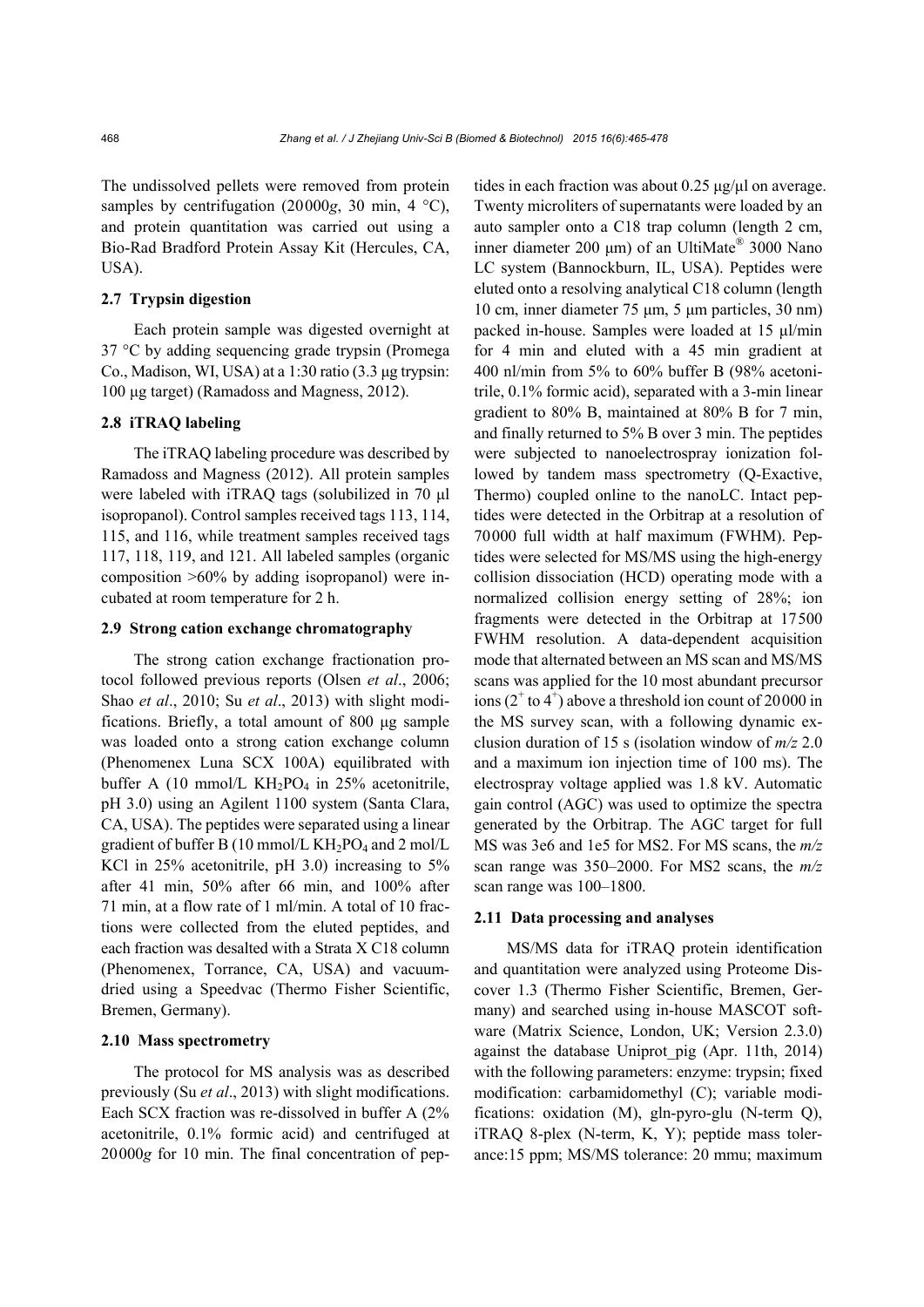The undissolved pellets were removed from protein samples by centrifugation (20000*g*, 30 min, 4 °C), and protein quantitation was carried out using a Bio-Rad Bradford Protein Assay Kit (Hercules, CA, USA).

### 2.7 Trypsin digestion

Each protein sample was digested overnight at 37 °C by adding sequencing grade trypsin (Promega Co., Madison, WI, USA) at a 1:30 ratio (3.3 μg trypsin: 100 μg target) (Ramadoss and Magness, 2012).

### 2.8 iTRAQ labeling

The iTRAQ labeling procedure was described by Ramadoss and Magness (2012). All protein samples were labeled with iTRAQ tags (solubilized in 70 μl isopropanol). Control samples received tags 113, 114, 115, and 116, while treatment samples received tags 117, 118, 119, and 121. All labeled samples (organic composition >60% by adding isopropanol) were incubated at room temperature for 2 h.

### 2.9 Strong cation exchange chromatography

The strong cation exchange fractionation protocol followed previous reports (Olsen *et al*., 2006; Shao *et al*., 2010; Su *et al*., 2013) with slight modifications. Briefly, a total amount of 800 μg sample was loaded onto a strong cation exchange column (Phenomenex Luna SCX 100A) equilibrated with buffer A (10 mmol/L $KH_2PO_4$ in 25% acetonitrile, pH 3.0) using an Agilent 1100 system (Santa Clara, CA, USA). The peptides were separated using a linear gradient of buffer B (10 mmol/L $KH_2PO_4$ and 2 mol/L KCl in 25% acetonitrile, pH 3.0) increasing to 5% after 41 min, 50% after 66 min, and 100% after 71 min, at a flow rate of 1 ml/min. A total of 10 fractions were collected from the eluted peptides, and each fraction was desalted with a Strata X C18 column (Phenomenex, Torrance, CA, USA) and vacuum-dried using a Speedvac (Thermo Fisher Scientific, Bremen, Germany).

### 2.10 Mass spectrometry

The protocol for MS analysis was as described previously (Su *et al*., 2013) with slight modifications. Each SCX fraction was re-dissolved in buffer A (2% acetonitrile, 0.1% formic acid) and centrifuged at 20000*g* for 10 min. The final concentration of peptides in each fraction was about 0.25 μg/μl on average. Twenty microliters of supernatants were loaded by an auto sampler onto a C18 trap column (length 2 cm, inner diameter 200 μm) of an UltiMate® 3000 Nano LC system (Bannockburn, IL, USA). Peptides were eluted onto a resolving analytical C18 column (length 10 cm, inner diameter 75 μm, 5 μm particles, 30 nm) packed in-house. Samples were loaded at 15 μl/min for 4 min and eluted with a 45 min gradient at 400 nl/min from 5% to 60% buffer B (98% acetonitrile, 0.1% formic acid), separated with a 3-min linear gradient to 80% B, maintained at 80% B for 7 min, and finally returned to 5% B over 3 min. The peptides were subjected to nanoelectrospray ionization followed by tandem mass spectrometry (Q-Exactive, Thermo) coupled online to the nanoLC. Intact peptides were detected in the Orbitrap at a resolution of 70000 full width at half maximum (FWHM). Peptides were selected for MS/MS using the high-energy collision dissociation (HCD) operating mode with a normalized collision energy setting of 28%; ion fragments were detected in the Orbitrap at 17500 FWHM resolution. A data-dependent acquisition mode that alternated between an MS scan and MS/MS scans was applied for the 10 most abundant precursor ions ($2^+$ to $4^+$) above a threshold ion count of 20000 in the MS survey scan, with a following dynamic exclusion duration of 15 s (isolation window of $m/z$ 2.0 and a maximum ion injection time of 100 ms). The electrospray voltage applied was 1.8 kV. Automatic gain control (AGC) was used to optimize the spectra generated by the Orbitrap. The AGC target for full MS was 3e6 and 1e5 for MS2. For MS scans, the $m/z$ scan range was 350–2000. For MS2 scans, the $m/z$ scan range was 100–1800.

### 2.11 Data processing and analyses

MS/MS data for iTRAQ protein identification and quantitation were analyzed using Proteome Discover 1.3 (Thermo Fisher Scientific, Bremen, Germany) and searched using in-house MASCOT software (Matrix Science, London, UK; Version 2.3.0) against the database Uniprot_pig (Apr. 11th, 2014) with the following parameters: enzyme: trypsin; fixed modification: carbamidomethyl (C); variable modifications: oxidation (M), gln-pyro-glu (N-term Q), iTRAQ 8-plex (N-term, K, Y); peptide mass tolerance:15 ppm; MS/MS tolerance: 20 mmu; maximum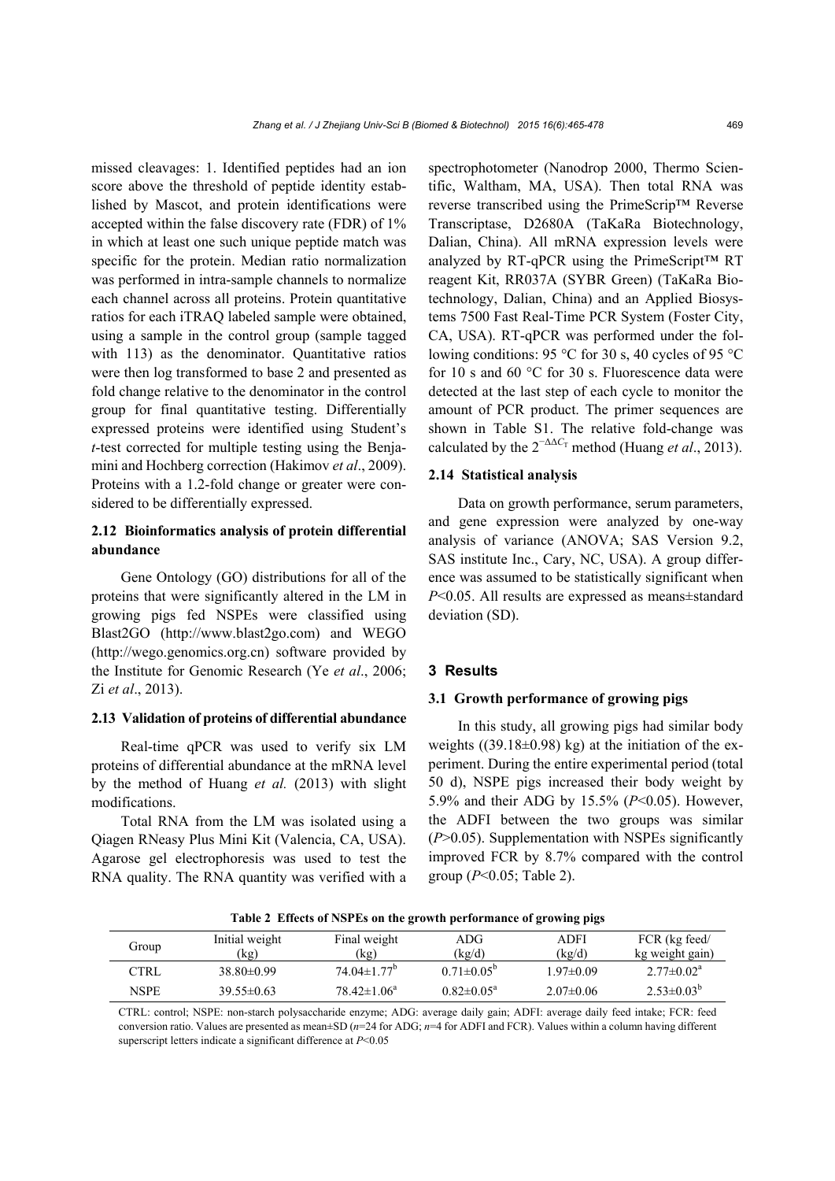missed cleavages: 1. Identified peptides had an ion score above the threshold of peptide identity established by Mascot, and protein identifications were accepted within the false discovery rate (FDR) of 1% in which at least one such unique peptide match was specific for the protein. Median ratio normalization was performed in intra-sample channels to normalize each channel across all proteins. Protein quantitative ratios for each iTRAQ labeled sample were obtained, using a sample in the control group (sample tagged with 113) as the denominator. Quantitative ratios were then log transformed to base 2 and presented as fold change relative to the denominator in the control group for final quantitative testing. Differentially expressed proteins were identified using Student's *t*-test corrected for multiple testing using the Benjamini and Hochberg correction (Hakimov *et al*., 2009). Proteins with a 1.2-fold change or greater were considered to be differentially expressed.

### 2.12 Bioinformatics analysis of protein differential abundance

Gene Ontology (GO) distributions for all of the proteins that were significantly altered in the LM in growing pigs fed NSPEs were classified using Blast2GO (http://www.blast2go.com) and WEGO (http://wego.genomics.org.cn) software provided by the Institute for Genomic Research (Ye *et al*., 2006; Zi *et al*., 2013).

### 2.13 Validation of proteins of differential abundance

Real-time qPCR was used to verify six LM proteins of differential abundance at the mRNA level by the method of Huang *et al.* (2013) with slight modifications.

Total RNA from the LM was isolated using a Qiagen RNeasy Plus Mini Kit (Valencia, CA, USA). Agarose gel electrophoresis was used to test the RNA quality. The RNA quantity was verified with a spectrophotometer (Nanodrop 2000, Thermo Scientific, Waltham, MA, USA). Then total RNA was reverse transcribed using the PrimeScrip™ Reverse Transcriptase, D2680A (TaKaRa Biotechnology, Dalian, China). All mRNA expression levels were analyzed by RT-qPCR using the PrimeScript™ RT reagent Kit, RR037A (SYBR Green) (TaKaRa Biotechnology, Dalian, China) and an Applied Biosystems 7500 Fast Real-Time PCR System (Foster City, CA, USA). RT-qPCR was performed under the following conditions: 95 °C for 30 s, 40 cycles of 95 °C for 10 s and 60 °C for 30 s. Fluorescence data were detected at the last step of each cycle to monitor the amount of PCR product. The primer sequences are shown in Table S1. The relative fold-change was calculated by the $2^{-\Delta\Delta C_T}$ method (Huang *et al*., 2013).

### 2.14 Statistical analysis

Data on growth performance, serum parameters, and gene expression were analyzed by one-way analysis of variance (ANOVA; SAS Version 9.2, SAS institute Inc., Cary, NC, USA). A group difference was assumed to be statistically significant when $P<0.05$. All results are expressed as means±standard deviation (SD).

## 3 Results

### 3.1 Growth performance of growing pigs

In this study, all growing pigs had similar body weights ((39.18±0.98) kg) at the initiation of the experiment. During the entire experimental period (total 50 d), NSPE pigs increased their body weight by 5.9% and their ADG by 15.5% ($P<0.05$). However, the ADFI between the two groups was similar ($P>0.05$). Supplementation with NSPEs significantly improved FCR by 8.7% compared with the control group ($P<0.05$; Table 2).

**Table 2 Effects of NSPEs on the growth performance of growing pigs**

| Group | Initial weight (kg) | Final weight (kg) | ADG (kg/d) | ADFI (kg/d) | FCR (kg feed/ kg weight gain) |
|---|---|---|---|---|---|
| CTRL | 38.80±0.99 | 74.04±1.77[b] | 0.71±0.05[b] | 1.97±0.09 | 2.77±0.02[a] |
| NSPE | 39.55±0.63 | 78.42±1.06[a] | 0.82±0.05[a] | 2.07±0.06 | 2.53±0.03[b] |

CTRL: control; NSPE: non-starch polysaccharide enzyme; ADG: average daily gain; ADFI: average daily feed intake; FCR: feed conversion ratio. Values are presented as mean±SD ($n$=24 for ADG; $n$=4 for ADFI and FCR). Values within a column having different superscript letters indicate a significant difference at $P<0.05$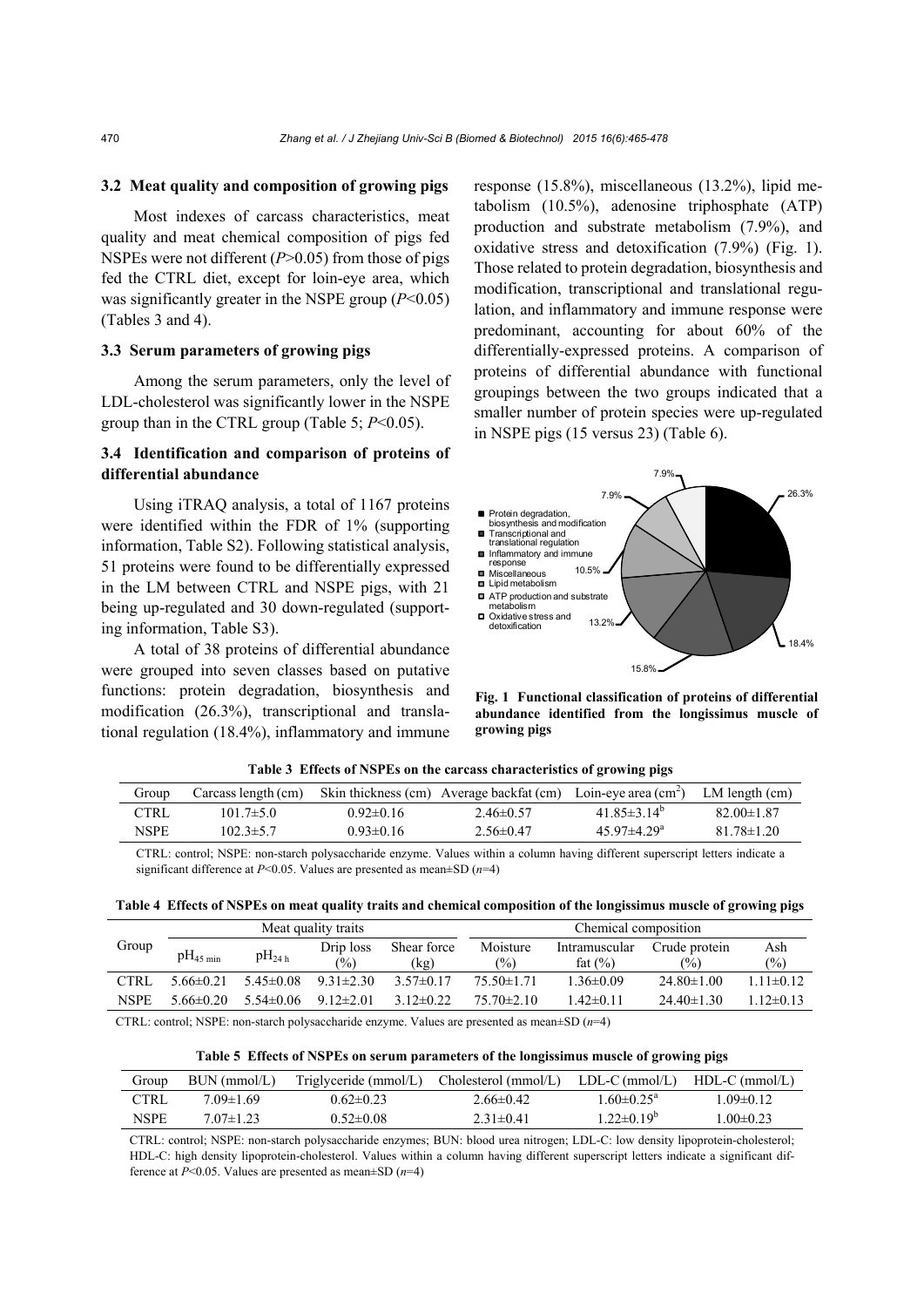### 3.2 Meat quality and composition of growing pigs

Most indexes of carcass characteristics, meat quality and meat chemical composition of pigs fed NSPEs were not different ($P$>0.05) from those of pigs fed the CTRL diet, except for loin-eye area, which was significantly greater in the NSPE group ($P$<0.05) (Tables 3 and 4).

### 3.3 Serum parameters of growing pigs

Among the serum parameters, only the level of LDL-cholesterol was significantly lower in the NSPE group than in the CTRL group (Table 5; $P$<0.05).

### 3.4 Identification and comparison of proteins of differential abundance

Using iTRAQ analysis, a total of 1167 proteins were identified within the FDR of 1% (supporting information, Table S2). Following statistical analysis, 51 proteins were found to be differentially expressed in the LM between CTRL and NSPE pigs, with 21 being up-regulated and 30 down-regulated (supporting information, Table S3).

A total of 38 proteins of differential abundance were grouped into seven classes based on putative functions: protein degradation, biosynthesis and modification (26.3%), transcriptional and translational regulation (18.4%), inflammatory and immune response (15.8%), miscellaneous (13.2%), lipid metabolism (10.5%), adenosine triphosphate (ATP) production and substrate metabolism (7.9%), and oxidative stress and detoxification (7.9%) (Fig. 1). Those related to protein degradation, biosynthesis and modification, transcriptional and translational regulation, and inflammatory and immune response were predominant, accounting for about 60% of the differentially-expressed proteins. A comparison of proteins of differential abundance with functional groupings between the two groups indicated that a smaller number of protein species were up-regulated in NSPE pigs (15 versus 23) (Table 6).

**Fig. 1 Functional classification of proteins of differential abundance identified from the longissimus muscle of growing pigs**

**Table 3 Effects of NSPEs on the carcass characteristics of growing pigs**

| Group | Carcass length (cm) | Skin thickness (cm) | Average backfat (cm) | Loin-eye area (cm$^2$) | LM length (cm) |
|---|---|---|---|---|---|
| CTRL | 101.7±5.0 | 0.92±0.16 | 2.46±0.57 | 41.85±3.14$^b$ | 82.00±1.87 |
| NSPE | 102.3±5.7 | 0.93±0.16 | 2.56±0.47 | 45.97±4.29$^a$ | 81.78±1.20 |

CTRL: control; NSPE: non-starch polysaccharide enzyme. Values within a column having different superscript letters indicate a significant difference at $P$<0.05. Values are presented as mean±SD ($n$=4)

**Table 4 Effects of NSPEs on meat quality traits and chemical composition of the longissimus muscle of growing pigs**

| Group | Meat quality traits | | | | Chemical composition | | | |
|---|---|---|---|---|---|---|---|---|
| | $pH_{45\ min}$ | $pH_{24\ h}$ | Drip loss (%) | Shear force (kg) | Moisture (%) | Intramuscular fat (%) | Crude protein (%) | Ash (%) |
| CTRL | 5.66±0.21 | 5.45±0.08 | 9.31±2.30 | 3.57±0.17 | 75.50±1.71 | 1.36±0.09 | 24.80±1.00 | 1.11±0.12 |
| NSPE | 5.66±0.20 | 5.54±0.06 | 9.12±2.01 | 3.12±0.22 | 75.70±2.10 | 1.42±0.11 | 24.40±1.30 | 1.12±0.13 |

CTRL: control; NSPE: non-starch polysaccharide enzyme. Values are presented as mean±SD ($n$=4)

**Table 5 Effects of NSPEs on serum parameters of the longissimus muscle of growing pigs**

| Group | BUN (mmol/L) | Triglyceride (mmol/L) | Cholesterol (mmol/L) | LDL-C (mmol/L) | HDL-C (mmol/L) |
|---|---|---|---|---|---|
| CTRL | 7.09±1.69 | 0.62±0.23 | 2.66±0.42 | 1.60±0.25$^a$ | 1.09±0.12 |
| NSPE | 7.07±1.23 | 0.52±0.08 | 2.31±0.41 | 1.22±0.19$^b$ | 1.00±0.23 |

CTRL: control; NSPE: non-starch polysaccharide enzymes; BUN: blood urea nitrogen; LDL-C: low density lipoprotein-cholesterol; HDL-C: high density lipoprotein-cholesterol. Values within a column having different superscript letters indicate a significant difference at $P$<0.05. Values are presented as mean±SD ($n$=4)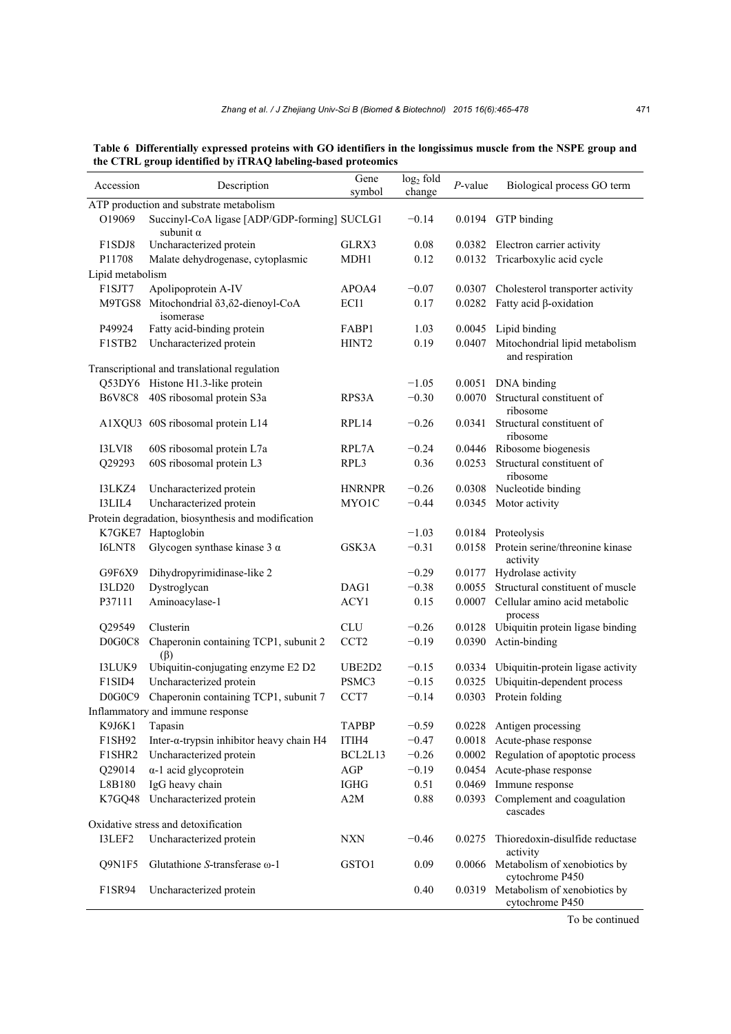**Table 6 Differentially expressed proteins with GO identifiers in the longissimus muscle from the NSPE group and the CTRL group identified by iTRAQ labeling-based proteomics**

| Accession | Description | Gene symbol | $\log_2$ fold change | *P*-value | Biological process GO term |
|---|---|---|---|---|---|
| ATP production and substrate metabolism | | | | | |
| O19069 | Succinyl-CoA ligase [ADP/GDP-forming] subunit α | SUCLG1 | −0.14 | 0.0194 | GTP binding |
| F1SDJ8 | Uncharacterized protein | GLRX3 | 0.08 | 0.0382 | Electron carrier activity |
| P11708 | Malate dehydrogenase, cytoplasmic | MDH1 | 0.12 | 0.0132 | Tricarboxylic acid cycle |
| Lipid metabolism | | | | | |
| F1SJT7 | Apolipoprotein A-IV | APOA4 | −0.07 | 0.0307 | Cholesterol transporter activity |
| M9TGS8 | Mitochondrial δ3,δ2-dienoyl-CoA isomerase | ECI1 | 0.17 | 0.0282 | Fatty acid β-oxidation |
| P49924 | Fatty acid-binding protein | FABP1 | 1.03 | 0.0045 | Lipid binding |
| F1STB2 | Uncharacterized protein | HINT2 | 0.19 | 0.0407 | Mitochondrial lipid metabolism and respiration |
| Transcriptional and translational regulation | | | | | |
| Q53DY6 | Histone H1.3-like protein | | −1.05 | 0.0051 | DNA binding |
| B6V8C8 | 40S ribosomal protein S3a | RPS3A | −0.30 | 0.0070 | Structural constituent of ribosome |
| A1XQU3 | 60S ribosomal protein L14 | RPL14 | −0.26 | 0.0341 | Structural constituent of ribosome |
| I3LVI8 | 60S ribosomal protein L7a | RPL7A | −0.24 | 0.0446 | Ribosome biogenesis |
| Q29293 | 60S ribosomal protein L3 | RPL3 | 0.36 | 0.0253 | Structural constituent of ribosome |
| I3LKZ4 | Uncharacterized protein | HNRNPR | −0.26 | 0.0308 | Nucleotide binding |
| I3LIL4 | Uncharacterized protein | MYO1C | −0.44 | 0.0345 | Motor activity |
| Protein degradation, biosynthesis and modification | | | | | |
| K7GKE7 | Haptoglobin | | −1.03 | 0.0184 | Proteolysis |
| I6LNT8 | Glycogen synthase kinase 3 α | GSK3A | −0.31 | 0.0158 | Protein serine/threonine kinase activity |
| G9F6X9 | Dihydropyrimidinase-like 2 | | −0.29 | 0.0177 | Hydrolase activity |
| I3LD20 | Dystroglycan | DAG1 | −0.38 | 0.0055 | Structural constituent of muscle |
| P37111 | Aminoacylase-1 | ACY1 | 0.15 | 0.0007 | Cellular amino acid metabolic process |
| Q29549 | Clusterin | CLU | −0.26 | 0.0128 | Ubiquitin protein ligase binding |
| D0G0C8 | Chaperonin containing TCP1, subunit 2 (β) | CCT2 | −0.19 | 0.0390 | Actin-binding |
| I3LUK9 | Ubiquitin-conjugating enzyme E2 D2 | UBE2D2 | −0.15 | 0.0334 | Ubiquitin-protein ligase activity |
| F1SID4 | Uncharacterized protein | PSMC3 | −0.15 | 0.0325 | Ubiquitin-dependent process |
| D0G0C9 | Chaperonin containing TCP1, subunit 7 | CCT7 | −0.14 | 0.0303 | Protein folding |
| Inflammatory and immune response | | | | | |
| K9J6K1 | Tapasin | TAPBP | −0.59 | 0.0228 | Antigen processing |
| F1SH92 | Inter-α-trypsin inhibitor heavy chain H4 | ITIH4 | −0.47 | 0.0018 | Acute-phase response |
| F1SHR2 | Uncharacterized protein | BCL2L13 | −0.26 | 0.0002 | Regulation of apoptotic process |
| Q29014 | α-1 acid glycoprotein | AGP | −0.19 | 0.0454 | Acute-phase response |
| L8B180 | IgG heavy chain | IGHG | 0.51 | 0.0469 | Immune response |
| K7GQ48 | Uncharacterized protein | A2M | 0.88 | 0.0393 | Complement and coagulation cascades |
| Oxidative stress and detoxification | | | | | |
| I3LEF2 | Uncharacterized protein | NXN | −0.46 | 0.0275 | Thioredoxin-disulfide reductase activity |
| Q9N1F5 | Glutathione *S*-transferase ω-1 | GSTO1 | 0.09 | 0.0066 | Metabolism of xenobiotics by cytochrome P450 |
| F1SR94 | Uncharacterized protein | | 0.40 | 0.0319 | Metabolism of xenobiotics by cytochrome P450 |

To be continued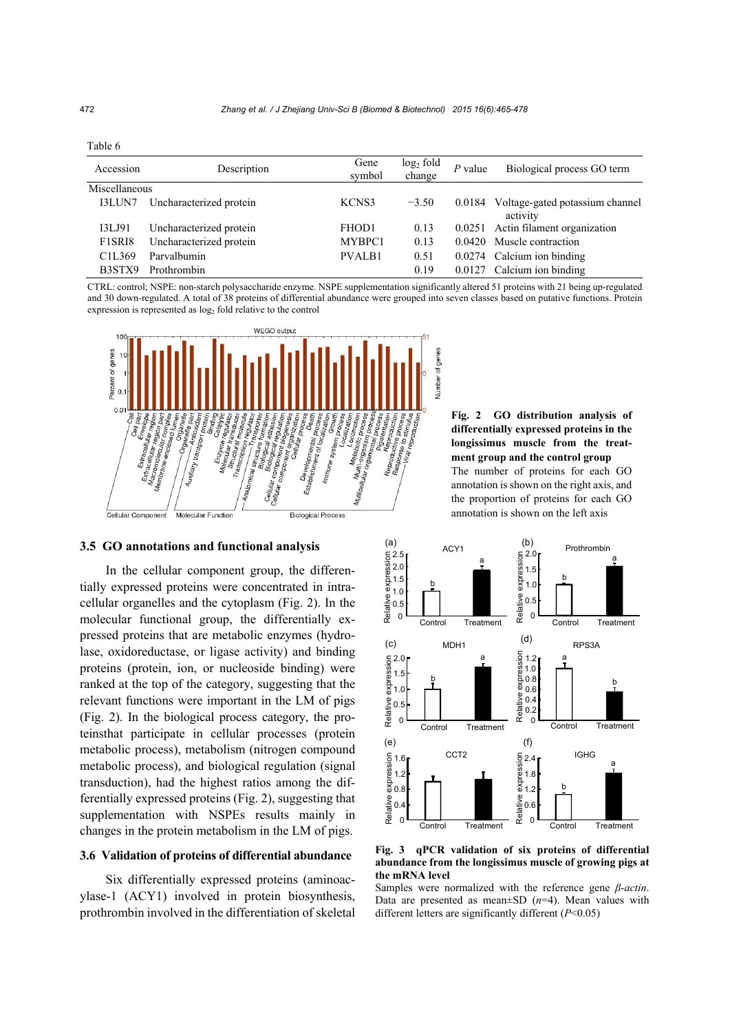Table 6

| Accession | Description | Gene symbol | $\log_2$ fold change | *P* value | Biological process GO term |
|---|---|---|---|---|---|
| Miscellaneous | | | | | |
| I3LUN7 | Uncharacterized protein | KCNS3 | −3.50 | 0.0184 | Voltage-gated potassium channel activity |
| I3LJ91 | Uncharacterized protein | FHOD1 | 0.13 | 0.0251 | Actin filament organization |
| F1SRI8 | Uncharacterized protein | MYBPC1 | 0.13 | 0.0420 | Muscle contraction |
| C1L369 | Parvalbumin | PVALB1 | 0.51 | 0.0274 | Calcium ion binding |
| B3STX9 | Prothrombin | | 0.19 | 0.0127 | Calcium ion binding |

CTRL: control; NSPE: non-starch polysaccharide enzyme. NSPE supplementation significantly altered 51 proteins with 21 being up-regulated and 30 down-regulated. A total of 38 proteins of differential abundance were grouped into seven classes based on putative functions. Protein expression is represented as $\log_2$ fold relative to the control

**Fig. 2 GO distribution analysis of differentially expressed proteins in the longissimus muscle from the treatment group and the control group**

The number of proteins for each GO annotation is shown on the right axis, and the proportion of proteins for each GO annotation is shown on the left axis

### 3.5 GO annotations and functional analysis

In the cellular component group, the differentially expressed proteins were concentrated in intracellular organelles and the cytoplasm (Fig. 2). In the molecular functional group, the differentially expressed proteins that are metabolic enzymes (hydrolase, oxidoreductase, or ligase activity) and binding proteins (protein, ion, or nucleoside binding) were ranked at the top of the category, suggesting that the relevant functions were important in the LM of pigs (Fig. 2). In the biological process category, the proteinsthat participate in cellular processes (protein metabolic process), metabolism (nitrogen compound metabolic process), and biological regulation (signal transduction), had the highest ratios among the differentially expressed proteins (Fig. 2), suggesting that supplementation with NSPEs results mainly in changes in the protein metabolism in the LM of pigs.

### 3.6 Validation of proteins of differential abundance

Six differentially expressed proteins (aminoacylase-1 (ACY1) involved in protein biosynthesis, prothrombin involved in the differentiation of skeletal

**Fig. 3 qPCR validation of six proteins of differential abundance from the longissimus muscle of growing pigs at the mRNA level**

Samples were normalized with the reference gene *β-actin*. Data are presented as mean±SD ($n$=4). Mean values with different letters are significantly different ($P$<0.05)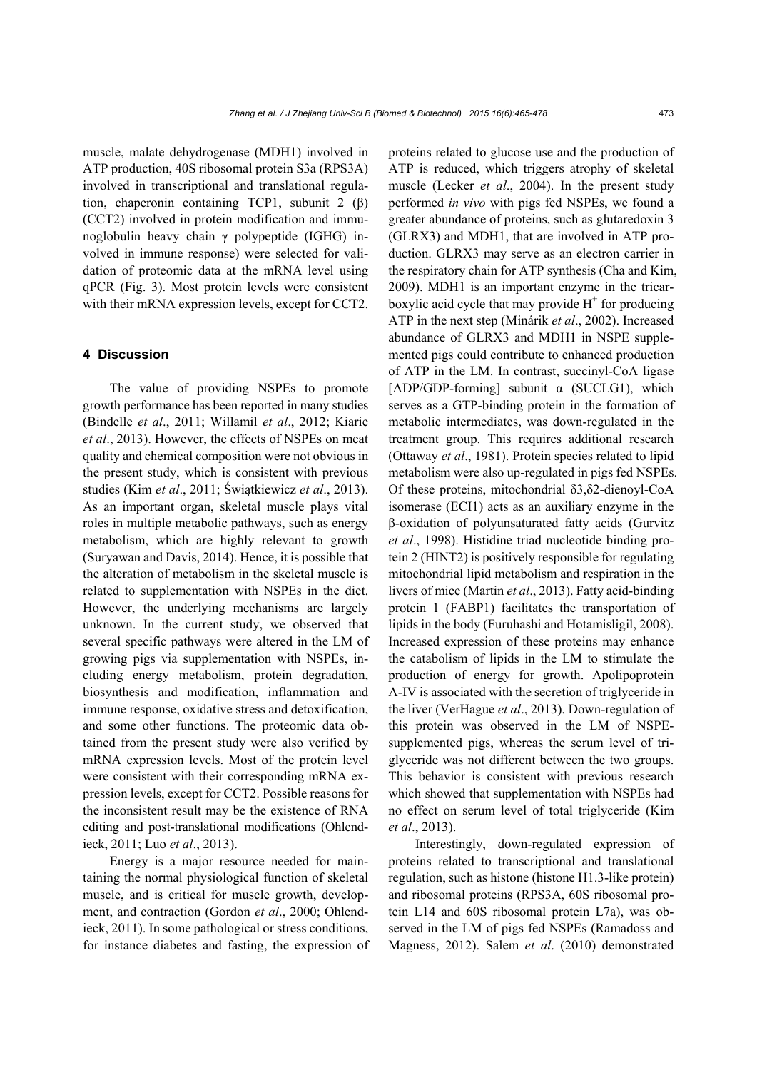muscle, malate dehydrogenase (MDH1) involved in ATP production, 40S ribosomal protein S3a (RPS3A) involved in transcriptional and translational regulation, chaperonin containing TCP1, subunit 2 (β) (CCT2) involved in protein modification and immunoglobulin heavy chain γ polypeptide (IGHG) involved in immune response) were selected for validation of proteomic data at the mRNA level using qPCR (Fig. 3). Most protein levels were consistent with their mRNA expression levels, except for CCT2.

## 4 Discussion

The value of providing NSPEs to promote growth performance has been reported in many studies (Bindelle *et al*., 2011; Willamil *et al*., 2012; Kiarie *et al*., 2013). However, the effects of NSPEs on meat quality and chemical composition were not obvious in the present study, which is consistent with previous studies (Kim *et al*., 2011; Świątkiewicz *et al*., 2013). As an important organ, skeletal muscle plays vital roles in multiple metabolic pathways, such as energy metabolism, which are highly relevant to growth (Suryawan and Davis, 2014). Hence, it is possible that the alteration of metabolism in the skeletal muscle is related to supplementation with NSPEs in the diet. However, the underlying mechanisms are largely unknown. In the current study, we observed that several specific pathways were altered in the LM of growing pigs via supplementation with NSPEs, including energy metabolism, protein degradation, biosynthesis and modification, inflammation and immune response, oxidative stress and detoxification, and some other functions. The proteomic data obtained from the present study were also verified by mRNA expression levels. Most of the protein level were consistent with their corresponding mRNA expression levels, except for CCT2. Possible reasons for the inconsistent result may be the existence of RNA editing and post-translational modifications (Ohlendieck, 2011; Luo *et al*., 2013).

Energy is a major resource needed for maintaining the normal physiological function of skeletal muscle, and is critical for muscle growth, development, and contraction (Gordon *et al*., 2000; Ohlendieck, 2011). In some pathological or stress conditions, for instance diabetes and fasting, the expression of proteins related to glucose use and the production of ATP is reduced, which triggers atrophy of skeletal muscle (Lecker *et al*., 2004). In the present study performed *in vivo* with pigs fed NSPEs, we found a greater abundance of proteins, such as glutaredoxin 3 (GLRX3) and MDH1, that are involved in ATP production. GLRX3 may serve as an electron carrier in the respiratory chain for ATP synthesis (Cha and Kim, 2009). MDH1 is an important enzyme in the tricarboxylic acid cycle that may provide $H^+$ for producing ATP in the next step (Minárik *et al*., 2002). Increased abundance of GLRX3 and MDH1 in NSPE supplemented pigs could contribute to enhanced production of ATP in the LM. In contrast, succinyl-CoA ligase [ADP/GDP-forming] subunit α (SUCLG1), which serves as a GTP-binding protein in the formation of metabolic intermediates, was down-regulated in the treatment group. This requires additional research (Ottaway *et al*., 1981). Protein species related to lipid metabolism were also up-regulated in pigs fed NSPEs. Of these proteins, mitochondrial δ3,δ2-dienoyl-CoA isomerase (ECI1) acts as an auxiliary enzyme in the β-oxidation of polyunsaturated fatty acids (Gurvitz *et al*., 1998). Histidine triad nucleotide binding protein 2 (HINT2) is positively responsible for regulating mitochondrial lipid metabolism and respiration in the livers of mice (Martin *et al*., 2013). Fatty acid-binding protein 1 (FABP1) facilitates the transportation of lipids in the body (Furuhashi and Hotamisligil, 2008). Increased expression of these proteins may enhance the catabolism of lipids in the LM to stimulate the production of energy for growth. Apolipoprotein A-IV is associated with the secretion of triglyceride in the liver (VerHague *et al*., 2013). Down-regulation of this protein was observed in the LM of NSPE-supplemented pigs, whereas the serum level of triglyceride was not different between the two groups. This behavior is consistent with previous research which showed that supplementation with NSPEs had no effect on serum level of total triglyceride (Kim *et al*., 2013).

Interestingly, down-regulated expression of proteins related to transcriptional and translational regulation, such as histone (histone H1.3-like protein) and ribosomal proteins (RPS3A, 60S ribosomal protein L14 and 60S ribosomal protein L7a), was observed in the LM of pigs fed NSPEs (Ramadoss and Magness, 2012). Salem *et al*. (2010) demonstrated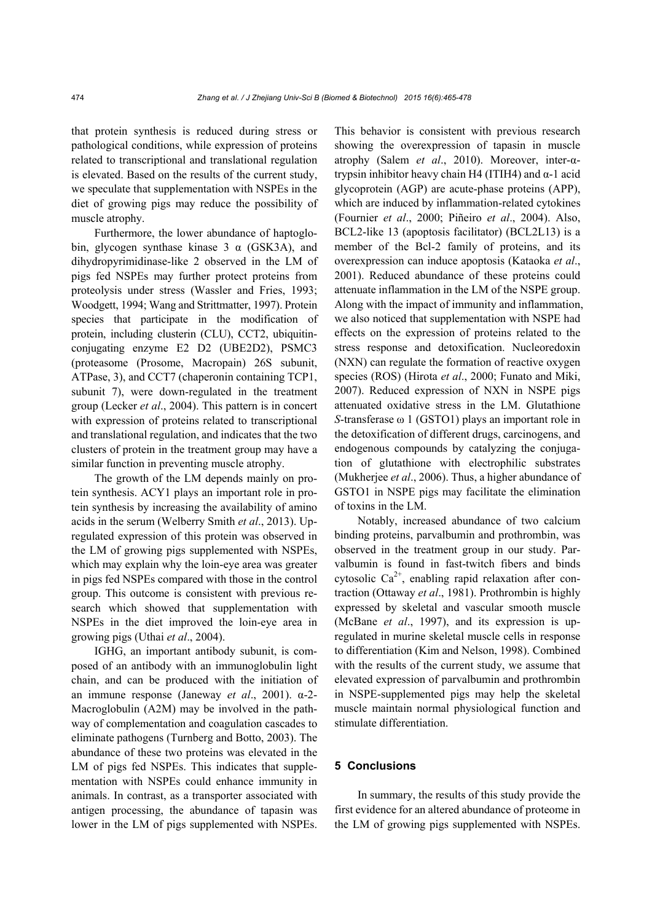that protein synthesis is reduced during stress or pathological conditions, while expression of proteins related to transcriptional and translational regulation is elevated. Based on the results of the current study, we speculate that supplementation with NSPEs in the diet of growing pigs may reduce the possibility of muscle atrophy.

Furthermore, the lower abundance of haptoglobin, glycogen synthase kinase 3 α (GSK3A), and dihydropyrimidinase-like 2 observed in the LM of pigs fed NSPEs may further protect proteins from proteolysis under stress (Wassler and Fries, 1993; Woodgett, 1994; Wang and Strittmatter, 1997). Protein species that participate in the modification of protein, including clusterin (CLU), CCT2, ubiquitin-conjugating enzyme E2 D2 (UBE2D2), PSMC3 (proteasome (Prosome, Macropain) 26S subunit, ATPase, 3), and CCT7 (chaperonin containing TCP1, subunit 7), were down-regulated in the treatment group (Lecker *et al*., 2004). This pattern is in concert with expression of proteins related to transcriptional and translational regulation, and indicates that the two clusters of protein in the treatment group may have a similar function in preventing muscle atrophy.

The growth of the LM depends mainly on protein synthesis. ACY1 plays an important role in protein synthesis by increasing the availability of amino acids in the serum (Welberry Smith *et al*., 2013). Up-regulated expression of this protein was observed in the LM of growing pigs supplemented with NSPEs, which may explain why the loin-eye area was greater in pigs fed NSPEs compared with those in the control group. This outcome is consistent with previous research which showed that supplementation with NSPEs in the diet improved the loin-eye area in growing pigs (Uthai *et al*., 2004).

IGHG, an important antibody subunit, is composed of an antibody with an immunoglobulin light chain, and can be produced with the initiation of an immune response (Janeway *et al*., 2001). α-2-Macroglobulin (A2M) may be involved in the pathway of complementation and coagulation cascades to eliminate pathogens (Turnberg and Botto, 2003). The abundance of these two proteins was elevated in the LM of pigs fed NSPEs. This indicates that supplementation with NSPEs could enhance immunity in animals. In contrast, as a transporter associated with antigen processing, the abundance of tapasin was lower in the LM of pigs supplemented with NSPEs. This behavior is consistent with previous research showing the overexpression of tapasin in muscle atrophy (Salem *et al*., 2010). Moreover, inter-α-trypsin inhibitor heavy chain H4 (ITIH4) and α-1 acid glycoprotein (AGP) are acute-phase proteins (APP), which are induced by inflammation-related cytokines (Fournier *et al*., 2000; Piñeiro *et al*., 2004). Also, BCL2-like 13 (apoptosis facilitator) (BCL2L13) is a member of the Bcl-2 family of proteins, and its overexpression can induce apoptosis (Kataoka *et al*., 2001). Reduced abundance of these proteins could attenuate inflammation in the LM of the NSPE group. Along with the impact of immunity and inflammation, we also noticed that supplementation with NSPE had effects on the expression of proteins related to the stress response and detoxification. Nucleoredoxin (NXN) can regulate the formation of reactive oxygen species (ROS) (Hirota *et al*., 2000; Funato and Miki, 2007). Reduced expression of NXN in NSPE pigs attenuated oxidative stress in the LM. Glutathione *S*-transferase ω 1 (GSTO1) plays an important role in the detoxification of different drugs, carcinogens, and endogenous compounds by catalyzing the conjugation of glutathione with electrophilic substrates (Mukherjee *et al*., 2006). Thus, a higher abundance of GSTO1 in NSPE pigs may facilitate the elimination of toxins in the LM.

Notably, increased abundance of two calcium binding proteins, parvalbumin and prothrombin, was observed in the treatment group in our study. Parvalbumin is found in fast-twitch fibers and binds cytosolic $Ca^{2+}$, enabling rapid relaxation after contraction (Ottaway *et al*., 1981). Prothrombin is highly expressed by skeletal and vascular smooth muscle (McBane *et al*., 1997), and its expression is up-regulated in murine skeletal muscle cells in response to differentiation (Kim and Nelson, 1998). Combined with the results of the current study, we assume that elevated expression of parvalbumin and prothrombin in NSPE-supplemented pigs may help the skeletal muscle maintain normal physiological function and stimulate differentiation.

## 5 Conclusions

In summary, the results of this study provide the first evidence for an altered abundance of proteome in the LM of growing pigs supplemented with NSPEs.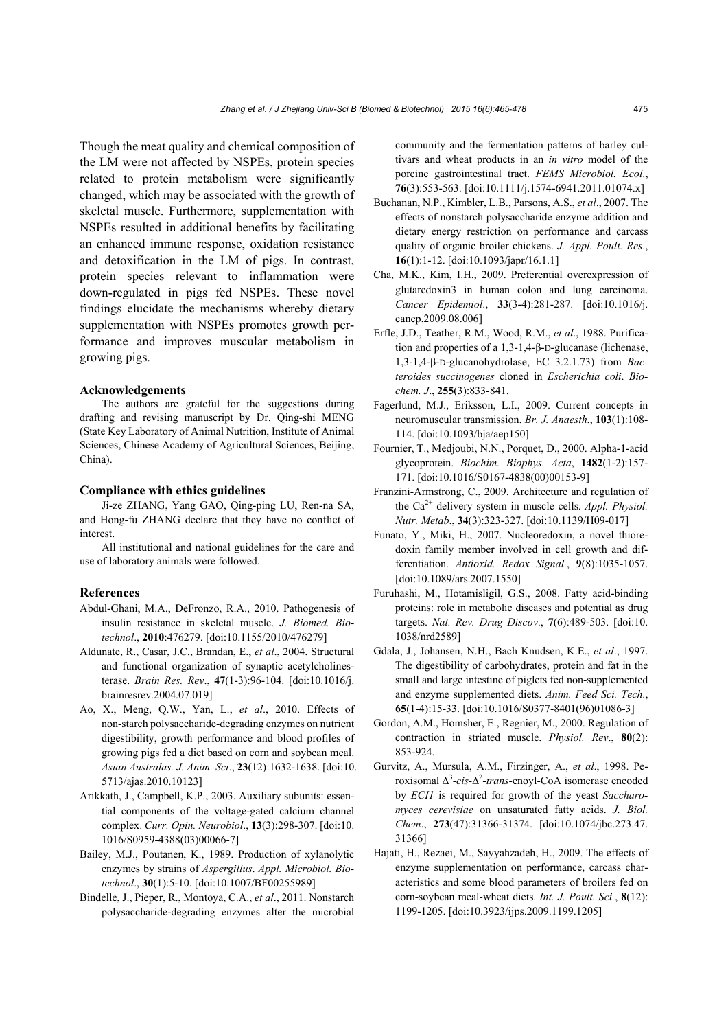Though the meat quality and chemical composition of the LM were not affected by NSPEs, protein species related to protein metabolism were significantly changed, which may be associated with the growth of skeletal muscle. Furthermore, supplementation with NSPEs resulted in additional benefits by facilitating an enhanced immune response, oxidation resistance and detoxification in the LM of pigs. In contrast, protein species relevant to inflammation were down-regulated in pigs fed NSPEs. These novel findings elucidate the mechanisms whereby dietary supplementation with NSPEs promotes growth performance and improves muscular metabolism in growing pigs.

### Acknowledgements

The authors are grateful for the suggestions during drafting and revising manuscript by Dr. Qing-shi MENG (State Key Laboratory of Animal Nutrition, Institute of Animal Sciences, Chinese Academy of Agricultural Sciences, Beijing, China).

### Compliance with ethics guidelines

Ji-ze ZHANG, Yang GAO, Qing-ping LU, Ren-na SA, and Hong-fu ZHANG declare that they have no conflict of interest.

All institutional and national guidelines for the care and use of laboratory animals were followed.

### References

Abdul-Ghani, M.A., DeFronzo, R.A., 2010. Pathogenesis of insulin resistance in skeletal muscle. *J. Biomed. Biotechnol.*, **2010**:476279. [doi:10.1155/2010/476279]

Aldunate, R., Casar, J.C., Brandan, E., *et al*., 2004. Structural and functional organization of synaptic acetylcholinesterase. *Brain Res. Rev.*, **47**(1-3):96-104. [doi:10.1016/j.brainresrev.2004.07.019]

Ao, X., Meng, Q.W., Yan, L., *et al*., 2010. Effects of non-starch polysaccharide-degrading enzymes on nutrient digestibility, growth performance and blood profiles of growing pigs fed a diet based on corn and soybean meal. *Asian Australas. J. Anim. Sci*., **23**(12):1632-1638. [doi:10.5713/ajas.2010.10123]

Arikkath, J., Campbell, K.P., 2003. Auxiliary subunits: essential components of the voltage-gated calcium channel complex. *Curr. Opin. Neurobiol*., **13**(3):298-307. [doi:10.1016/S0959-4388(03)00066-7]

Bailey, M.J., Poutanen, K., 1989. Production of xylanolytic enzymes by strains of *Aspergillus*. *Appl. Microbiol. Biotechnol*., **30**(1):5-10. [doi:10.1007/BF00255989]

Bindelle, J., Pieper, R., Montoya, C.A., *et al*., 2011. Nonstarch polysaccharide-degrading enzymes alter the microbial community and the fermentation patterns of barley cultivars and wheat products in an *in vitro* model of the porcine gastrointestinal tract. *FEMS Microbiol. Ecol*., **76**(3):553-563. [doi:10.1111/j.1574-6941.2011.01074.x]

Buchanan, N.P., Kimbler, L.B., Parsons, A.S., *et al*., 2007. The effects of nonstarch polysaccharide enzyme addition and dietary energy restriction on performance and carcass quality of organic broiler chickens. *J. Appl. Poult. Res*., **16**(1):1-12. [doi:10.1093/japr/16.1.1]

Cha, M.K., Kim, I.H., 2009. Preferential overexpression of glutaredoxin3 in human colon and lung carcinoma. *Cancer Epidemiol*., **33**(3-4):281-287. [doi:10.1016/j.canep.2009.08.006]

Erfle, J.D., Teather, R.M., Wood, R.M., *et al*., 1988. Purification and properties of a 1,3-1,4-β-D-glucanase (lichenase, 1,3-1,4-β-D-glucanohydrolase, EC 3.2.1.73) from *Bacteroides succinogenes* cloned in *Escherichia coli*. *Biochem. J*., **255**(3):833-841.

Fagerlund, M.J., Eriksson, L.I., 2009. Current concepts in neuromuscular transmission. *Br. J. Anaesth*., **103**(1):108-114. [doi:10.1093/bja/aep150]

Fournier, T., Medjoubi, N.N., Porquet, D., 2000. Alpha-1-acid glycoprotein. *Biochim. Biophys. Acta*, **1482**(1-2):157-171. [doi:10.1016/S0167-4838(00)00153-9]

Franzini-Armstrong, C., 2009. Architecture and regulation of the $Ca^{2+}$ delivery system in muscle cells. *Appl. Physiol. Nutr. Metab*., **34**(3):323-327. [doi:10.1139/H09-017]

Funato, Y., Miki, H., 2007. Nucleoredoxin, a novel thioredoxin family member involved in cell growth and differentiation. *Antioxid. Redox Signal.*, **9**(8):1035-1057. [doi:10.1089/ars.2007.1550]

Furuhashi, M., Hotamisligil, G.S., 2008. Fatty acid-binding proteins: role in metabolic diseases and potential as drug targets. *Nat. Rev. Drug Discov*., **7**(6):489-503. [doi:10.1038/nrd2589]

Gdala, J., Johansen, N.H., Bach Knudsen, K.E., *et al*., 1997. The digestibility of carbohydrates, protein and fat in the small and large intestine of piglets fed non-supplemented and enzyme supplemented diets. *Anim. Feed Sci. Tech*., **65**(1-4):15-33. [doi:10.1016/S0377-8401(96)01086-3]

Gordon, A.M., Homsher, E., Regnier, M., 2000. Regulation of contraction in striated muscle. *Physiol. Rev*., **80**(2):853-924.

Gurvitz, A., Mursula, A.M., Firzinger, A., *et al*., 1998. Peroxisomal $\Delta^3$-*cis*-$\Delta^2$-*trans*-enoyl-CoA isomerase encoded by *ECI1* is required for growth of the yeast *Saccharomyces cerevisiae* on unsaturated fatty acids. *J. Biol. Chem*., **273**(47):31366-31374. [doi:10.1074/jbc.273.47.31366]

Hajati, H., Rezaei, M., Sayyahzadeh, H., 2009. The effects of enzyme supplementation on performance, carcass characteristics and some blood parameters of broilers fed on corn-soybean meal-wheat diets. *Int. J. Poult. Sci.*, **8**(12):1199-1205. [doi:10.3923/ijps.2009.1199.1205]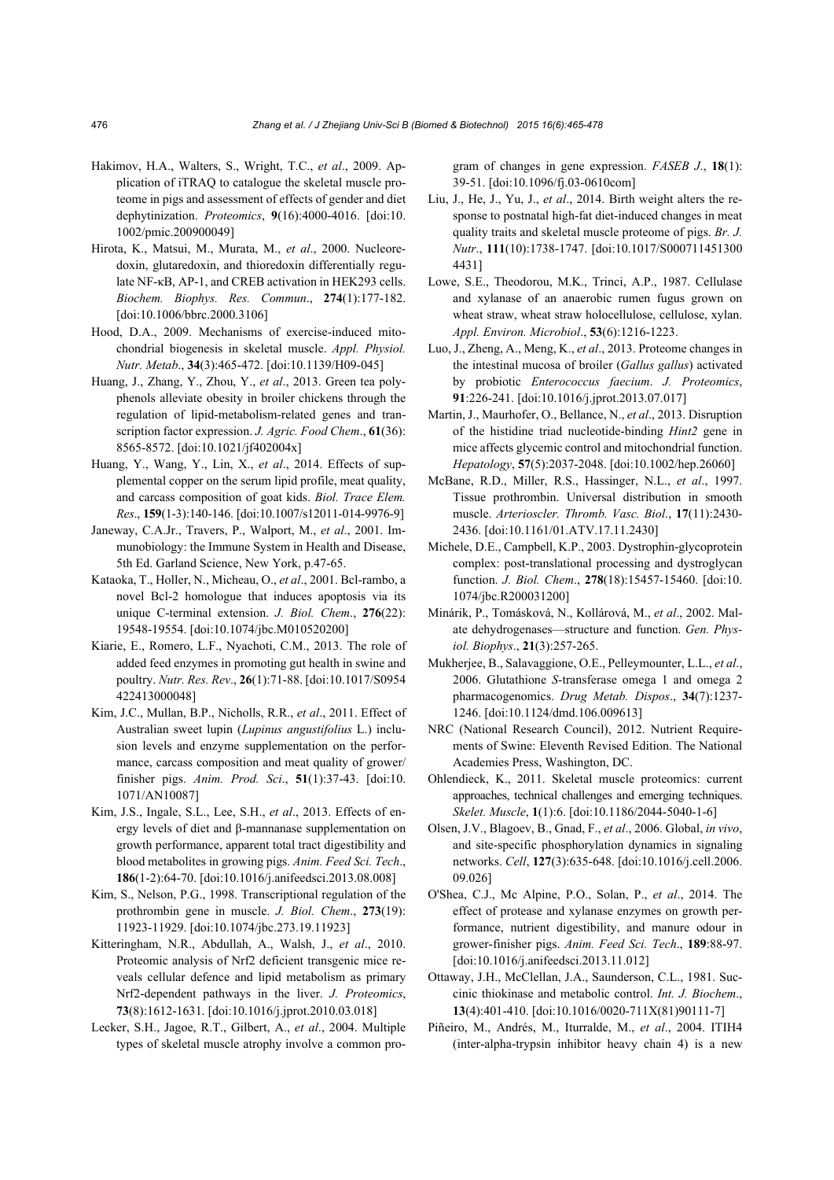Hakimov, H.A., Walters, S., Wright, T.C., *et al*., 2009. Application of iTRAQ to catalogue the skeletal muscle proteome in pigs and assessment of effects of gender and diet dephytinization. *Proteomics*, **9**(16):4000-4016. [doi:10.1002/pmic.200900049]

Hirota, K., Matsui, M., Murata, M., *et al*., 2000. Nucleoredoxin, glutaredoxin, and thioredoxin differentially regulate NF-κB, AP-1, and CREB activation in HEK293 cells. *Biochem. Biophys. Res. Commun*., **274**(1):177-182. [doi:10.1006/bbrc.2000.3106]

Hood, D.A., 2009. Mechanisms of exercise-induced mitochondrial biogenesis in skeletal muscle. *Appl. Physiol. Nutr. Metab*., **34**(3):465-472. [doi:10.1139/H09-045]

Huang, J., Zhang, Y., Zhou, Y., *et al*., 2013. Green tea polyphenols alleviate obesity in broiler chickens through the regulation of lipid-metabolism-related genes and transcription factor expression. *J. Agric. Food Chem*., **61**(36): 8565-8572. [doi:10.1021/jf402004x]

Huang, Y., Wang, Y., Lin, X., *et al*., 2014. Effects of supplemental copper on the serum lipid profile, meat quality, and carcass composition of goat kids. *Biol. Trace Elem. Res*., **159**(1-3):140-146. [doi:10.1007/s12011-014-9976-9]

Janeway, C.A.Jr., Travers, P., Walport, M., *et al*., 2001. Immunobiology: the Immune System in Health and Disease, 5th Ed. Garland Science, New York, p.47-65.

Kataoka, T., Holler, N., Micheau, O., *et al*., 2001. Bcl-rambo, a novel Bcl-2 homologue that induces apoptosis via its unique C-terminal extension. *J. Biol. Chem*., **276**(22): 19548-19554. [doi:10.1074/jbc.M010520200]

Kiarie, E., Romero, L.F., Nyachoti, C.M., 2013. The role of added feed enzymes in promoting gut health in swine and poultry. *Nutr. Res. Rev*., **26**(1):71-88. [doi:10.1017/S0954422413000048]

Kim, J.C., Mullan, B.P., Nicholls, R.R., *et al*., 2011. Effect of Australian sweet lupin (*Lupinus angustifolius* L.) inclusion levels and enzyme supplementation on the performance, carcass composition and meat quality of grower/finisher pigs. *Anim. Prod. Sci*., **51**(1):37-43. [doi:10.1071/AN10087]

Kim, J.S., Ingale, S.L., Lee, S.H., *et al*., 2013. Effects of energy levels of diet and β-mannanase supplementation on growth performance, apparent total tract digestibility and blood metabolites in growing pigs. *Anim. Feed Sci. Tech*., **186**(1-2):64-70. [doi:10.1016/j.anifeedsci.2013.08.008]

Kim, S., Nelson, P.G., 1998. Transcriptional regulation of the prothrombin gene in muscle. *J. Biol. Chem*., **273**(19): 11923-11929. [doi:10.1074/jbc.273.19.11923]

Kitteringham, N.R., Abdullah, A., Walsh, J., *et al*., 2010. Proteomic analysis of Nrf2 deficient transgenic mice reveals cellular defence and lipid metabolism as primary Nrf2-dependent pathways in the liver. *J. Proteomics*, **73**(8):1612-1631. [doi:10.1016/j.jprot.2010.03.018]

Lecker, S.H., Jagoe, R.T., Gilbert, A., *et al*., 2004. Multiple types of skeletal muscle atrophy involve a common program of changes in gene expression. *FASEB J*., **18**(1): 39-51. [doi:10.1096/fj.03-0610com]

Liu, J., He, J., Yu, J., *et al*., 2014. Birth weight alters the response to postnatal high-fat diet-induced changes in meat quality traits and skeletal muscle proteome of pigs. *Br. J. Nutr*., **111**(10):1738-1747. [doi:10.1017/S0007114513004431]

Lowe, S.E., Theodorou, M.K., Trinci, A.P., 1987. Cellulase and xylanase of an anaerobic rumen fugus grown on wheat straw, wheat straw holocellulose, cellulose, xylan. *Appl. Environ. Microbiol*., **53**(6):1216-1223.

Luo, J., Zheng, A., Meng, K., *et al*., 2013. Proteome changes in the intestinal mucosa of broiler (*Gallus gallus*) activated by probiotic *Enterococcus faecium*. *J. Proteomics*, **91**:226-241. [doi:10.1016/j.jprot.2013.07.017]

Martin, J., Maurhofer, O., Bellance, N., *et al*., 2013. Disruption of the histidine triad nucleotide-binding *Hint2* gene in mice affects glycemic control and mitochondrial function. *Hepatology*, **57**(5):2037-2048. [doi:10.1002/hep.26060]

McBane, R.D., Miller, R.S., Hassinger, N.L., *et al*., 1997. Tissue prothrombin. Universal distribution in smooth muscle. *Arterioscler. Thromb. Vasc. Biol*., **17**(11):2430-2436. [doi:10.1161/01.ATV.17.11.2430]

Michele, D.E., Campbell, K.P., 2003. Dystrophin-glycoprotein complex: post-translational processing and dystroglycan function. *J. Biol. Chem*., **278**(18):15457-15460. [doi:10.1074/jbc.R200031200]

Minárik, P., Tomásková, N., Kollárová, M., *et al*., 2002. Malate dehydrogenases—structure and function. *Gen. Physiol. Biophys*., **21**(3):257-265.

Mukherjee, B., Salavaggione, O.E., Pelleymounter, L.L., *et al*., 2006. Glutathione *S*-transferase omega 1 and omega 2 pharmacogenomics. *Drug Metab. Dispos*., **34**(7):1237-1246. [doi:10.1124/dmd.106.009613]

NRC (National Research Council), 2012. Nutrient Requirements of Swine: Eleventh Revised Edition. The National Academies Press, Washington, DC.

Ohlendieck, K., 2011. Skeletal muscle proteomics: current approaches, technical challenges and emerging techniques. *Skelet. Muscle*, **1**(1):6. [doi:10.1186/2044-5040-1-6]

Olsen, J.V., Blagoev, B., Gnad, F., *et al*., 2006. Global, *in vivo*, and site-specific phosphorylation dynamics in signaling networks. *Cell*, **127**(3):635-648. [doi:10.1016/j.cell.2006.09.026]

O'Shea, C.J., Mc Alpine, P.O., Solan, P., *et al*., 2014. The effect of protease and xylanase enzymes on growth performance, nutrient digestibility, and manure odour in grower-finisher pigs. *Anim. Feed Sci. Tech*., **189**:88-97. [doi:10.1016/j.anifeedsci.2013.11.012]

Ottaway, J.H., McClellan, J.A., Saunderson, C.L., 1981. Succinic thiokinase and metabolic control. *Int. J. Biochem*., **13**(4):401-410. [doi:10.1016/0020-711X(81)90111-7]

Piñeiro, M., Andrés, M., Iturralde, M., *et al*., 2004. ITIH4 (inter-alpha-trypsin inhibitor heavy chain 4) is a new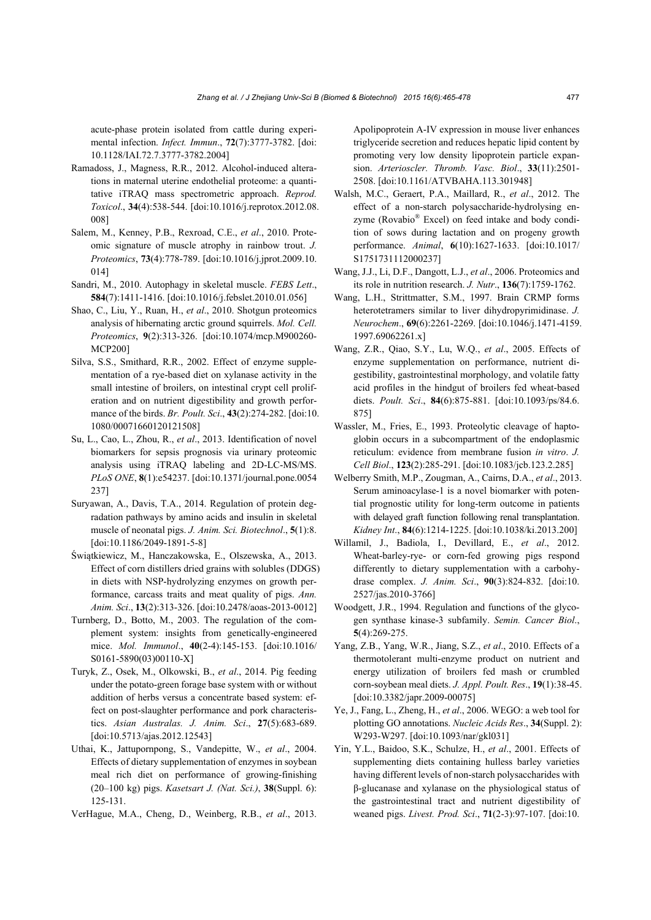acute-phase protein isolated from cattle during experimental infection. *Infect. Immun*., **72**(7):3777-3782. [doi: 10.1128/IAI.72.7.3777-3782.2004]

Ramadoss, J., Magness, R.R., 2012. Alcohol-induced alterations in maternal uterine endothelial proteome: a quantitative iTRAQ mass spectrometric approach. *Reprod. Toxicol*., **34**(4):538-544. [doi:10.1016/j.reprotox.2012.08.008]

Salem, M., Kenney, P.B., Rexroad, C.E., *et al*., 2010. Proteomic signature of muscle atrophy in rainbow trout. *J. Proteomics*, **73**(4):778-789. [doi:10.1016/j.jprot.2009.10.014]

Sandri, M., 2010. Autophagy in skeletal muscle. *FEBS Lett*., **584**(7):1411-1416. [doi:10.1016/j.febslet.2010.01.056]

Shao, C., Liu, Y., Ruan, H., *et al*., 2010. Shotgun proteomics analysis of hibernating arctic ground squirrels. *Mol. Cell. Proteomics*, **9**(2):313-326. [doi:10.1074/mcp.M900260-MCP200]

Silva, S.S., Smithard, R.R., 2002. Effect of enzyme supplementation of a rye-based diet on xylanase activity in the small intestine of broilers, on intestinal crypt cell proliferation and on nutrient digestibility and growth performance of the birds. *Br. Poult. Sci*., **43**(2):274-282. [doi:10.1080/00071660120121508]

Su, L., Cao, L., Zhou, R., *et al*., 2013. Identification of novel biomarkers for sepsis prognosis via urinary proteomic analysis using iTRAQ labeling and 2D-LC-MS/MS. *PLoS ONE*, **8**(1):e54237. [doi:10.1371/journal.pone.0054237]

Suryawan, A., Davis, T.A., 2014. Regulation of protein degradation pathways by amino acids and insulin in skeletal muscle of neonatal pigs. *J. Anim. Sci. Biotechnol*., **5**(1):8. [doi:10.1186/2049-1891-5-8]

Świątkiewicz, M., Hanczakowska, E., Olszewska, A., 2013. Effect of corn distillers dried grains with solubles (DDGS) in diets with NSP-hydrolyzing enzymes on growth performance, carcass traits and meat quality of pigs. *Ann. Anim. Sci*., **13**(2):313-326. [doi:10.2478/aoas-2013-0012]

Turnberg, D., Botto, M., 2003. The regulation of the complement system: insights from genetically-engineered mice. *Mol. Immunol*., **40**(2-4):145-153. [doi:10.1016/S0161-5890(03)00110-X]

Turyk, Z., Osek, M., Olkowski, B., *et al*., 2014. Pig feeding under the potato-green forage base system with or without addition of herbs versus a concentrate based system: effect on post-slaughter performance and pork characteristics. *Asian Australas. J. Anim. Sci*., **27**(5):683-689. [doi:10.5713/ajas.2012.12543]

Uthai, K., Jattupornpong, S., Vandepitte, W., *et al*., 2004. Effects of dietary supplementation of enzymes in soybean meal rich diet on performance of growing-finishing (20–100 kg) pigs. *Kasetsart J. (Nat. Sci.)*, **38**(Suppl. 6): 125-131.

VerHague, M.A., Cheng, D., Weinberg, R.B., *et al*., 2013. Apolipoprotein A-IV expression in mouse liver enhances triglyceride secretion and reduces hepatic lipid content by promoting very low density lipoprotein particle expansion. *Arterioscler. Thromb. Vasc. Biol*., **33**(11):2501-2508. [doi:10.1161/ATVBAHA.113.301948]

Walsh, M.C., Geraert, P.A., Maillard, R., *et al*., 2012. The effect of a non-starch polysaccharide-hydrolysing enzyme (Rovabio® Excel) on feed intake and body condition of sows during lactation and on progeny growth performance. *Animal*, **6**(10):1627-1633. [doi:10.1017/S1751731112000237]

Wang, J.J., Li, D.F., Dangott, L.J., *et al*., 2006. Proteomics and its role in nutrition research. *J. Nutr*., **136**(7):1759-1762.

Wang, L.H., Strittmatter, S.M., 1997. Brain CRMP forms heterotetramers similar to liver dihydropyrimidinase. *J. Neurochem*., **69**(6):2261-2269. [doi:10.1046/j.1471-4159.1997.69062261.x]

Wang, Z.R., Qiao, S.Y., Lu, W.Q., *et al*., 2005. Effects of enzyme supplementation on performance, nutrient digestibility, gastrointestinal morphology, and volatile fatty acid profiles in the hindgut of broilers fed wheat-based diets. *Poult. Sci*., **84**(6):875-881. [doi:10.1093/ps/84.6.875]

Wassler, M., Fries, E., 1993. Proteolytic cleavage of haptoglobin occurs in a subcompartment of the endoplasmic reticulum: evidence from membrane fusion *in vitro*. *J. Cell Biol*., **123**(2):285-291. [doi:10.1083/jcb.123.2.285]

Welberry Smith, M.P., Zougman, A., Cairns, D.A., *et al*., 2013. Serum aminoacylase-1 is a novel biomarker with potential prognostic utility for long-term outcome in patients with delayed graft function following renal transplantation. *Kidney Int*., **84**(6):1214-1225. [doi:10.1038/ki.2013.200]

Willamil, J., Badiola, I., Devillard, E., *et al*., 2012. Wheat-barley-rye- or corn-fed growing pigs respond differently to dietary supplementation with a carbohydrase complex. *J. Anim. Sci*., **90**(3):824-832. [doi:10.2527/jas.2010-3766]

Woodgett, J.R., 1994. Regulation and functions of the glycogen synthase kinase-3 subfamily. *Semin. Cancer Biol*., **5**(4):269-275.

Yang, Z.B., Yang, W.R., Jiang, S.Z., *et al*., 2010. Effects of a thermotolerant multi-enzyme product on nutrient and energy utilization of broilers fed mash or crumbled corn-soybean meal diets. *J. Appl. Poult. Res*., **19**(1):38-45. [doi:10.3382/japr.2009-00075]

Ye, J., Fang, L., Zheng, H., *et al*., 2006. WEGO: a web tool for plotting GO annotations. *Nucleic Acids Res*., **34**(Suppl. 2): W293-W297. [doi:10.1093/nar/gkl031]

Yin, Y.L., Baidoo, S.K., Schulze, H., *et al*., 2001. Effects of supplementing diets containing hulless barley varieties having different levels of non-starch polysaccharides with β-glucanase and xylanase on the physiological status of the gastrointestinal tract and nutrient digestibility of weaned pigs. *Livest. Prod. Sci*., **71**(2-3):97-107. [doi:10.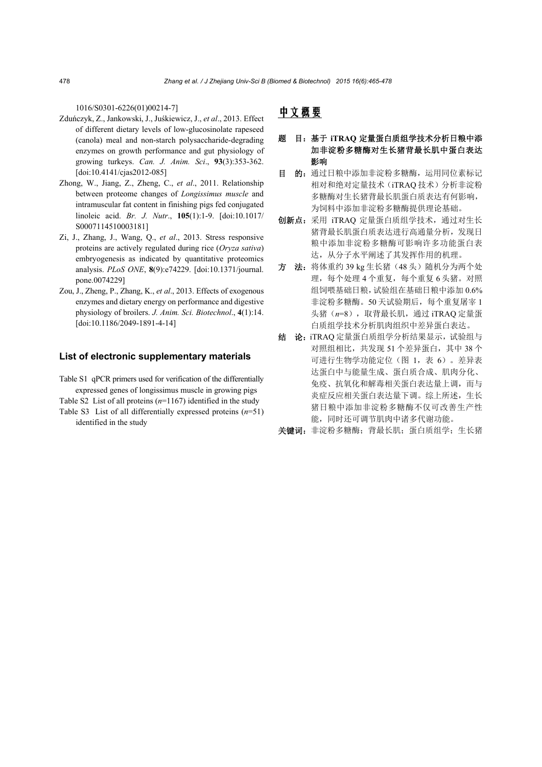1016/S0301-6226(01)00214-7]

Zduńczyk, Z., Jankowski, J., Juśkiewicz, J., *et al*., 2013. Effect of different dietary levels of low-glucosinolate rapeseed (canola) meal and non-starch polysaccharide-degrading enzymes on growth performance and gut physiology of growing turkeys. *Can. J. Anim. Sci*., **93**(3):353-362. [doi:10.4141/cjas2012-085]

Zhong, W., Jiang, Z., Zheng, C., *et al*., 2011. Relationship between proteome changes of *Longissimus muscle* and intramuscular fat content in finishing pigs fed conjugated linoleic acid. *Br. J. Nutr*., **105**(1):1-9. [doi:10.1017/S0007114510003181]

Zi, J., Zhang, J., Wang, Q., *et al*., 2013. Stress responsive proteins are actively regulated during rice (*Oryza sativa*) embryogenesis as indicated by quantitative proteomics analysis. *PLoS ONE*, **8**(9):e74229. [doi:10.1371/journal.pone.0074229]

Zou, J., Zheng, P., Zhang, K., *et al*., 2013. Effects of exogenous enzymes and dietary energy on performance and digestive physiology of broilers. *J. Anim. Sci. Biotechnol*., **4**(1):14. [doi:10.1186/2049-1891-4-14]

## List of electronic supplementary materials

Table S1 qPCR primers used for verification of the differentially expressed genes of longissimus muscle in growing pigs

Table S2 List of all proteins ($n$=1167) identified in the study

Table S3 List of all differentially expressed proteins ($n$=51) identified in the study

## 中文概要

**题　目：基于 iTRAQ 定量蛋白质组学技术分析日粮中添加非淀粉多糖酶对生长猪背最长肌中蛋白表达影响**

**目　的：**通过日粮中添加非淀粉多糖酶，运用同位素标记相对和绝对定量技术（iTRAQ 技术）分析非淀粉多糖酶对生长猪背最长肌蛋白质表达有何影响，为饲料中添加非淀粉多糖酶提供理论基础。

**创新点：**采用 iTRAQ 定量蛋白质组学技术，通过对生长猪背最长肌蛋白质表达进行高通量分析，发现日粮中添加非淀粉多糖酶可影响许多功能蛋白表达，从分子水平阐述了其发挥作用的机理。

**方　法：**将体重约 39 kg 生长猪（48 头）随机分为两个处理，每个处理 4 个重复，每个重复 6 头猪。对照组饲喂基础日粮，试验组在基础日粮中添加 0.6% 非淀粉多糖酶。50 天试验期后，每个重复屠宰 1 头猪（$n$=8），取背最长肌，通过 iTRAQ 定量蛋白质组学技术分析肌肉组织中差异蛋白表达。

**结　论：**iTRAQ 定量蛋白质组学分析结果显示，试验组与对照组相比，共发现 51 个差异蛋白，其中 38 个可进行生物学功能定位（图 1，表 6）。差异表达蛋白中与能量生成、蛋白质合成、肌肉分化、免疫、抗氧化和解毒相关蛋白表达量上调，而与炎症反应相关蛋白表达量下调。综上所述，生长猪日粮中添加非淀粉多糖酶不仅可改善生产性能，同时还可调节肌肉中诸多代谢功能。

**关键词：**非淀粉多糖酶；背最长肌；蛋白质组学；生长猪